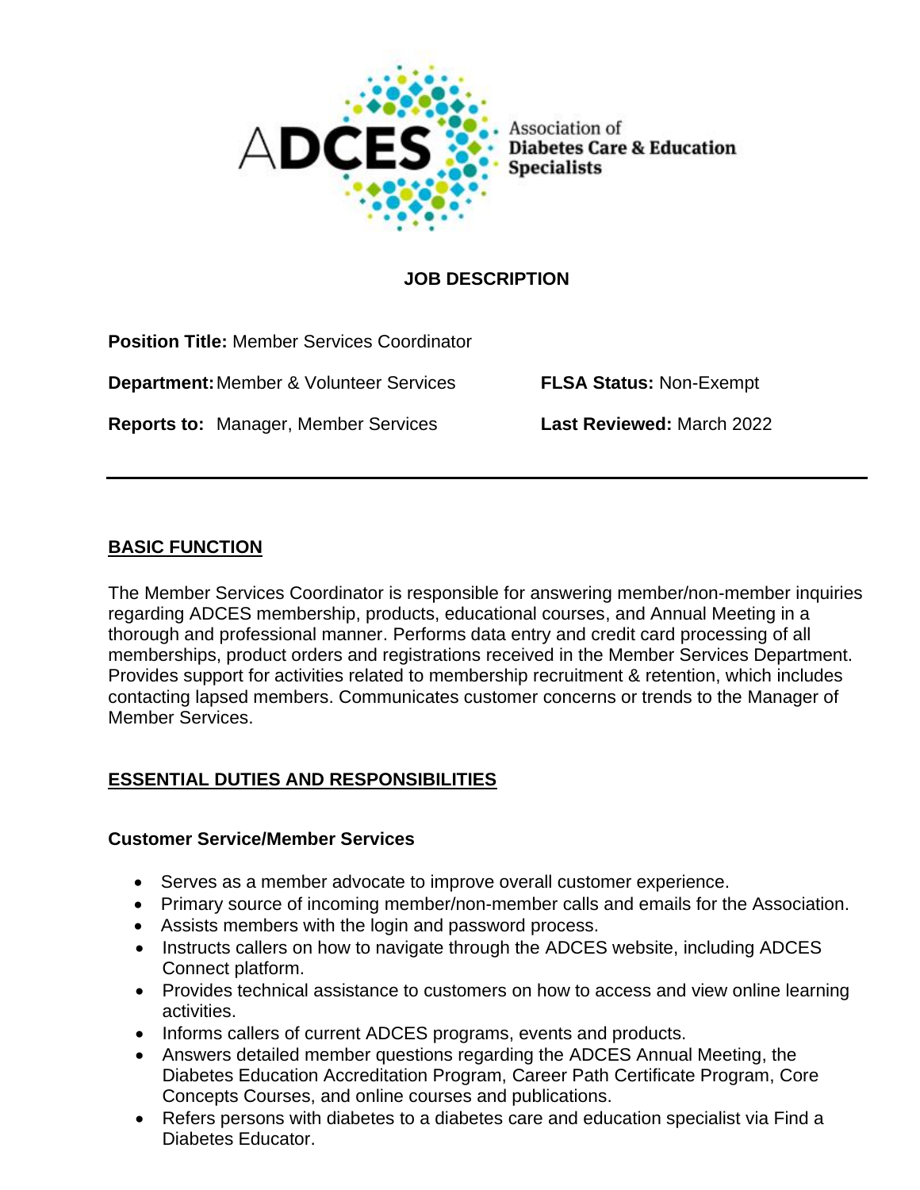ADCES Association of Diabetes Care & Education Specialists

# JOB DESCRIPTION

**Position Title:** Member Services Coordinator

**Department:** Member & Volunteer Services

**FLSA Status:** Non-Exempt

**Reports to:** Manager, Member Services

**Last Reviewed:** March 2022

---

## BASIC FUNCTION

The Member Services Coordinator is responsible for answering member/non-member inquiries regarding ADCES membership, products, educational courses, and Annual Meeting in a thorough and professional manner. Performs data entry and credit card processing of all memberships, product orders and registrations received in the Member Services Department. Provides support for activities related to membership recruitment & retention, which includes contacting lapsed members. Communicates customer concerns or trends to the Manager of Member Services.

## ESSENTIAL DUTIES AND RESPONSIBILITIES

### Customer Service/Member Services

- Serves as a member advocate to improve overall customer experience.
- Primary source of incoming member/non-member calls and emails for the Association.
- Assists members with the login and password process.
- Instructs callers on how to navigate through the ADCES website, including ADCES Connect platform.
- Provides technical assistance to customers on how to access and view online learning activities.
- Informs callers of current ADCES programs, events and products.
- Answers detailed member questions regarding the ADCES Annual Meeting, the Diabetes Education Accreditation Program, Career Path Certificate Program, Core Concepts Courses, and online courses and publications.
- Refers persons with diabetes to a diabetes care and education specialist via Find a Diabetes Educator.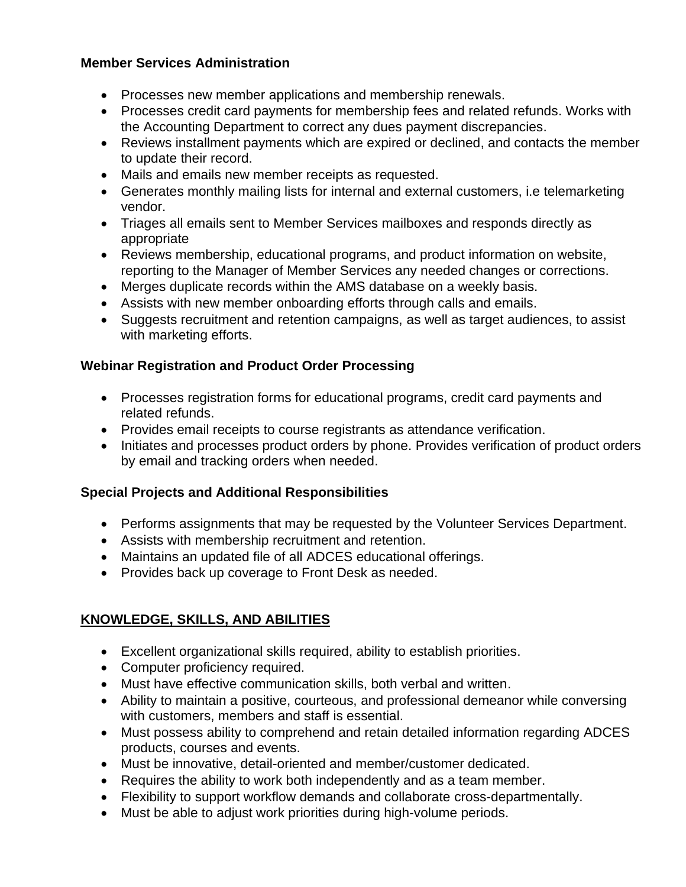**Member Services Administration**

- Processes new member applications and membership renewals.
- Processes credit card payments for membership fees and related refunds. Works with the Accounting Department to correct any dues payment discrepancies.
- Reviews installment payments which are expired or declined, and contacts the member to update their record.
- Mails and emails new member receipts as requested.
- Generates monthly mailing lists for internal and external customers, i.e telemarketing vendor.
- Triages all emails sent to Member Services mailboxes and responds directly as appropriate
- Reviews membership, educational programs, and product information on website, reporting to the Manager of Member Services any needed changes or corrections.
- Merges duplicate records within the AMS database on a weekly basis.
- Assists with new member onboarding efforts through calls and emails.
- Suggests recruitment and retention campaigns, as well as target audiences, to assist with marketing efforts.

**Webinar Registration and Product Order Processing**

- Processes registration forms for educational programs, credit card payments and related refunds.
- Provides email receipts to course registrants as attendance verification.
- Initiates and processes product orders by phone. Provides verification of product orders by email and tracking orders when needed.

**Special Projects and Additional Responsibilities**

- Performs assignments that may be requested by the Volunteer Services Department.
- Assists with membership recruitment and retention.
- Maintains an updated file of all ADCES educational offerings.
- Provides back up coverage to Front Desk as needed.

## KNOWLEDGE, SKILLS, AND ABILITIES

- Excellent organizational skills required, ability to establish priorities.
- Computer proficiency required.
- Must have effective communication skills, both verbal and written.
- Ability to maintain a positive, courteous, and professional demeanor while conversing with customers, members and staff is essential.
- Must possess ability to comprehend and retain detailed information regarding ADCES products, courses and events.
- Must be innovative, detail-oriented and member/customer dedicated.
- Requires the ability to work both independently and as a team member.
- Flexibility to support workflow demands and collaborate cross-departmentally.
- Must be able to adjust work priorities during high-volume periods.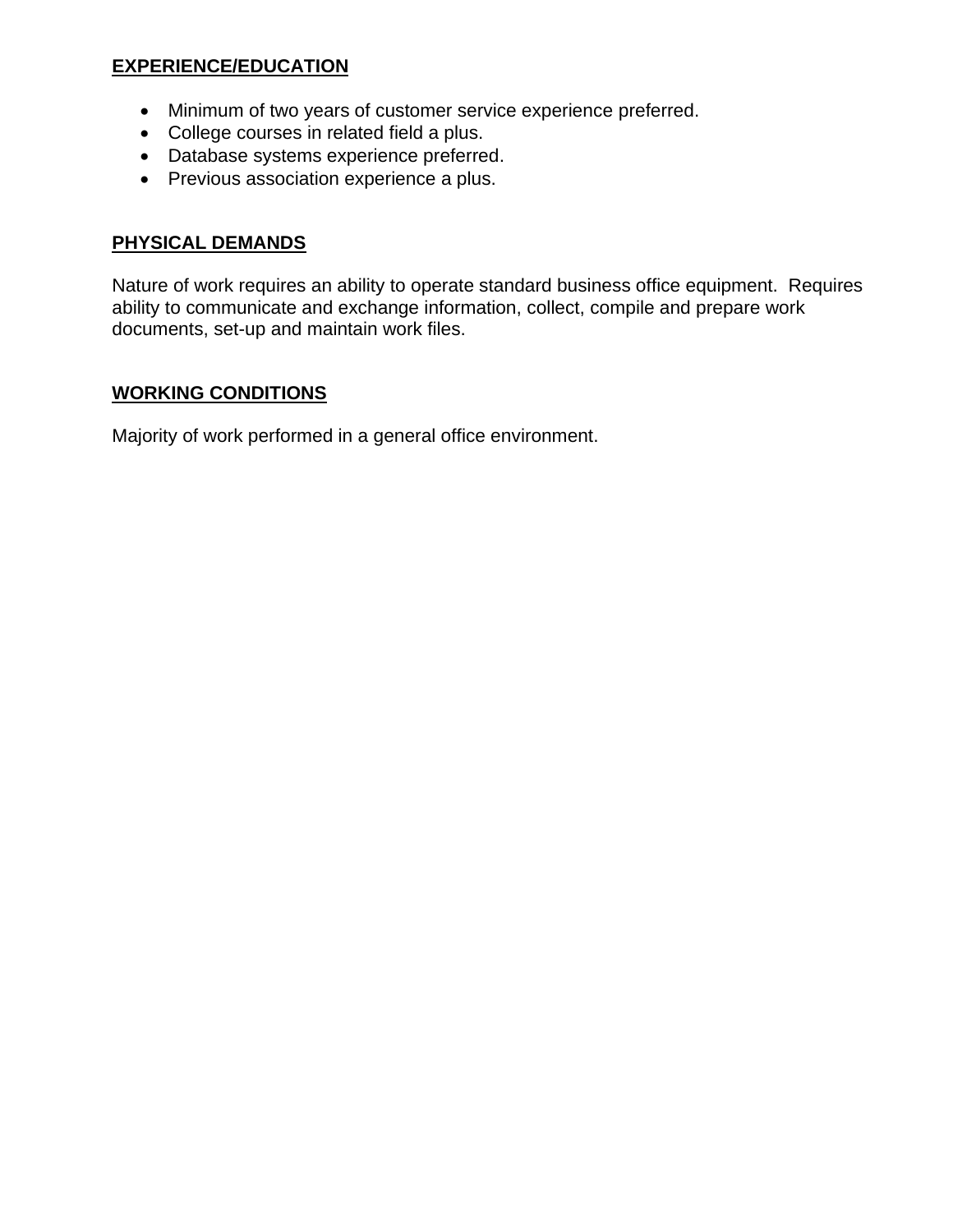**EXPERIENCE/EDUCATION**

- Minimum of two years of customer service experience preferred.
- College courses in related field a plus.
- Database systems experience preferred.
- Previous association experience a plus.

**PHYSICAL DEMANDS**

Nature of work requires an ability to operate standard business office equipment. Requires ability to communicate and exchange information, collect, compile and prepare work documents, set-up and maintain work files.

**WORKING CONDITIONS**

Majority of work performed in a general office environment.